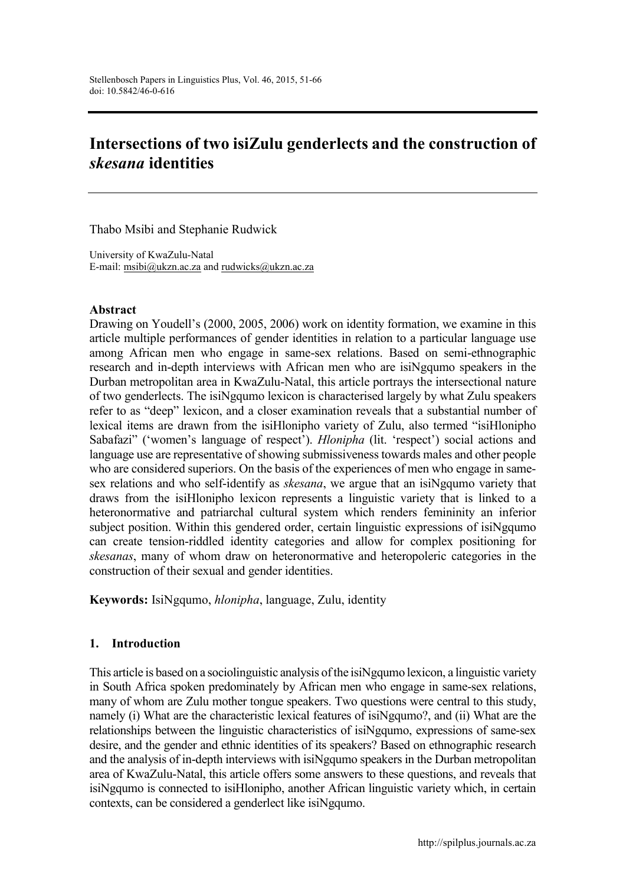# Intersections of two isiZulu genderlects and the construction of *skesana* identities

Thabo Msibi and Stephanie Rudwick

University of KwaZulu-Natal
E-mail: msibi@ukzn.ac.za and rudwicks@ukzn.ac.za

### Abstract

Drawing on Youdell's (2000, 2005, 2006) work on identity formation, we examine in this article multiple performances of gender identities in relation to a particular language use among African men who engage in same-sex relations. Based on semi-ethnographic research and in-depth interviews with African men who are isiNgqumo speakers in the Durban metropolitan area in KwaZulu-Natal, this article portrays the intersectional nature of two genderlects. The isiNgqumo lexicon is characterised largely by what Zulu speakers refer to as "deep" lexicon, and a closer examination reveals that a substantial number of lexical items are drawn from the isiHlonipho variety of Zulu, also termed "isiHlonipho Sabafazi" ('women's language of respect'). *Hlonipha* (lit. 'respect') social actions and language use are representative of showing submissiveness towards males and other people who are considered superiors. On the basis of the experiences of men who engage in same-sex relations and who self-identify as *skesana*, we argue that an isiNgqumo variety that draws from the isiHlonipho lexicon represents a linguistic variety that is linked to a heteronormative and patriarchal cultural system which renders femininity an inferior subject position. Within this gendered order, certain linguistic expressions of isiNgqumo can create tension-riddled identity categories and allow for complex positioning for *skesanas*, many of whom draw on heteronormative and heteropoleric categories in the construction of their sexual and gender identities.

**Keywords:** IsiNgqumo, *hlonipha*, language, Zulu, identity

## 1. Introduction

This article is based on a sociolinguistic analysis of the isiNgqumo lexicon, a linguistic variety in South Africa spoken predominately by African men who engage in same-sex relations, many of whom are Zulu mother tongue speakers. Two questions were central to this study, namely (i) What are the characteristic lexical features of isiNgqumo?, and (ii) What are the relationships between the linguistic characteristics of isiNgqumo, expressions of same-sex desire, and the gender and ethnic identities of its speakers? Based on ethnographic research and the analysis of in-depth interviews with isiNgqumo speakers in the Durban metropolitan area of KwaZulu-Natal, this article offers some answers to these questions, and reveals that isiNgqumo is connected to isiHlonipho, another African linguistic variety which, in certain contexts, can be considered a genderlect like isiNgqumo.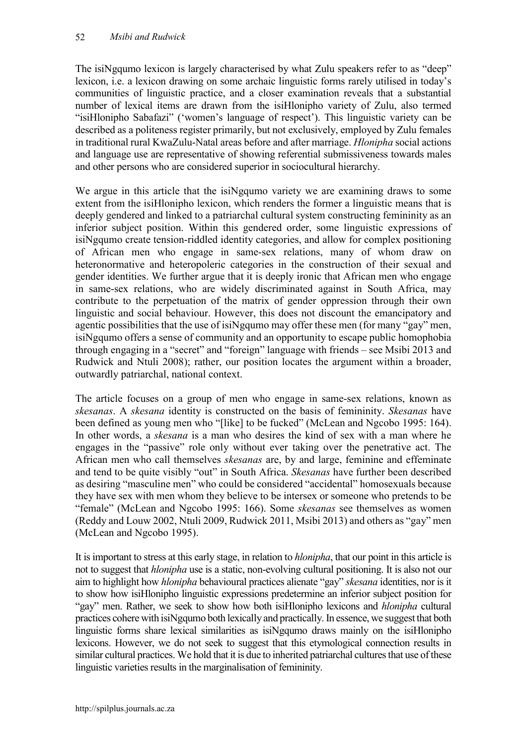The isiNgqumo lexicon is largely characterised by what Zulu speakers refer to as "deep" lexicon, i.e. a lexicon drawing on some archaic linguistic forms rarely utilised in today's communities of linguistic practice, and a closer examination reveals that a substantial number of lexical items are drawn from the isiHlonipho variety of Zulu, also termed "isiHlonipho Sabafazi" ('women's language of respect'). This linguistic variety can be described as a politeness register primarily, but not exclusively, employed by Zulu females in traditional rural KwaZulu-Natal areas before and after marriage. *Hlonipha* social actions and language use are representative of showing referential submissiveness towards males and other persons who are considered superior in sociocultural hierarchy.

We argue in this article that the isiNgqumo variety we are examining draws to some extent from the isiHlonipho lexicon, which renders the former a linguistic means that is deeply gendered and linked to a patriarchal cultural system constructing femininity as an inferior subject position. Within this gendered order, some linguistic expressions of isiNgqumo create tension-riddled identity categories, and allow for complex positioning of African men who engage in same-sex relations, many of whom draw on heteronormative and heteropoleric categories in the construction of their sexual and gender identities. We further argue that it is deeply ironic that African men who engage in same-sex relations, who are widely discriminated against in South Africa, may contribute to the perpetuation of the matrix of gender oppression through their own linguistic and social behaviour. However, this does not discount the emancipatory and agentic possibilities that the use of isiNgqumo may offer these men (for many "gay" men, isiNgqumo offers a sense of community and an opportunity to escape public homophobia through engaging in a "secret" and "foreign" language with friends – see Msibi 2013 and Rudwick and Ntuli 2008); rather, our position locates the argument within a broader, outwardly patriarchal, national context.

The article focuses on a group of men who engage in same-sex relations, known as *skesanas*. A *skesana* identity is constructed on the basis of femininity. *Skesanas* have been defined as young men who "[like] to be fucked" (McLean and Ngcobo 1995: 164). In other words, a *skesana* is a man who desires the kind of sex with a man where he engages in the "passive" role only without ever taking over the penetrative act. The African men who call themselves *skesanas* are, by and large, feminine and effeminate and tend to be quite visibly "out" in South Africa. *Skesanas* have further been described as desiring "masculine men" who could be considered "accidental" homosexuals because they have sex with men whom they believe to be intersex or someone who pretends to be "female" (McLean and Ngcobo 1995: 166). Some *skesanas* see themselves as women (Reddy and Louw 2002, Ntuli 2009, Rudwick 2011, Msibi 2013) and others as "gay" men (McLean and Ngcobo 1995).

It is important to stress at this early stage, in relation to *hlonipha*, that our point in this article is not to suggest that *hlonipha* use is a static, non-evolving cultural positioning. It is also not our aim to highlight how *hlonipha* behavioural practices alienate "gay" *skesana* identities, nor is it to show how isiHlonipho linguistic expressions predetermine an inferior subject position for "gay" men. Rather, we seek to show how both isiHlonipho lexicons and *hlonipha* cultural practices cohere with isiNgqumo both lexically and practically. In essence, we suggest that both linguistic forms share lexical similarities as isiNgqumo draws mainly on the isiHlonipho lexicons. However, we do not seek to suggest that this etymological connection results in similar cultural practices. We hold that it is due to inherited patriarchal cultures that use of these linguistic varieties results in the marginalisation of femininity.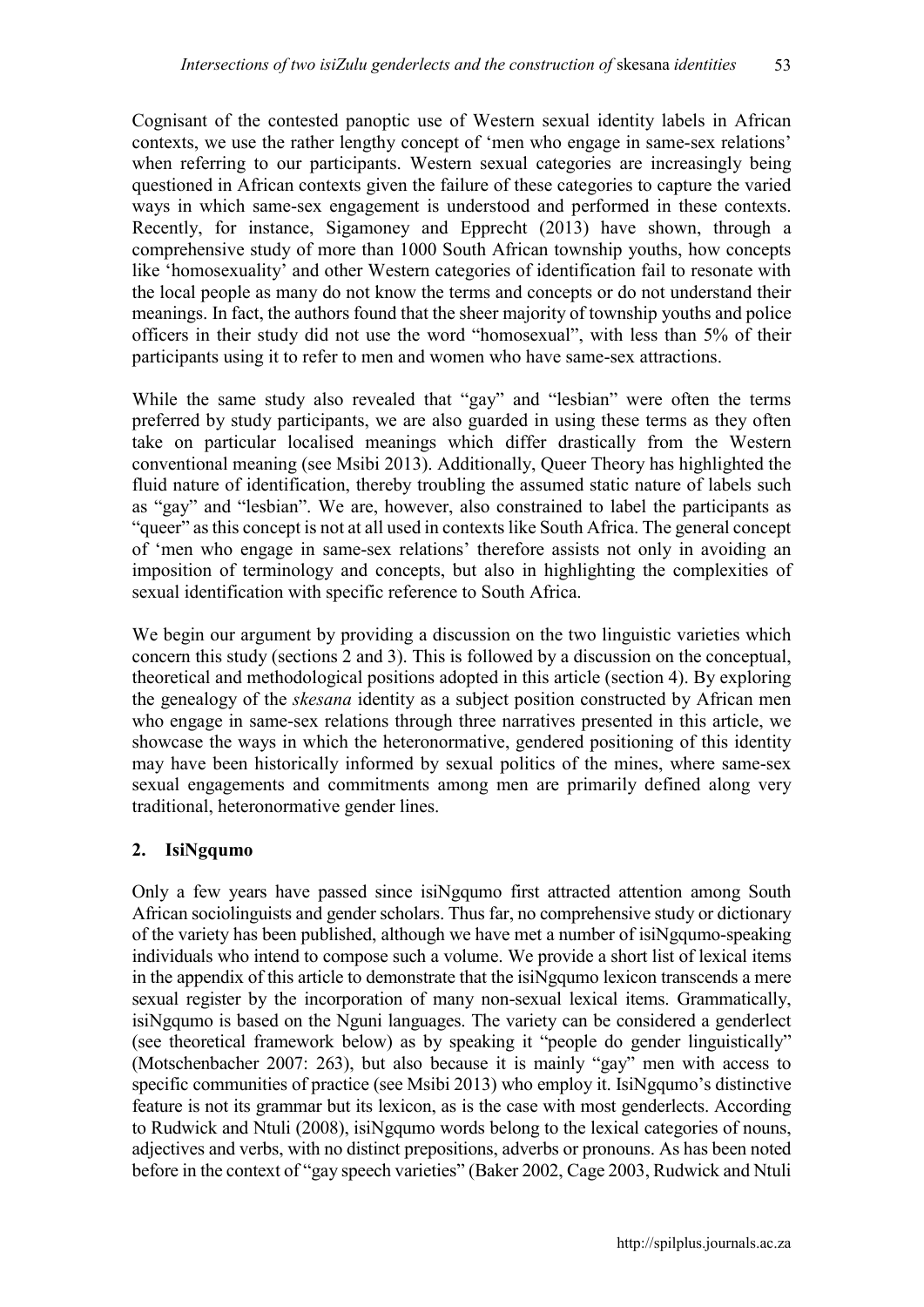Cognisant of the contested panoptic use of Western sexual identity labels in African contexts, we use the rather lengthy concept of 'men who engage in same-sex relations' when referring to our participants. Western sexual categories are increasingly being questioned in African contexts given the failure of these categories to capture the varied ways in which same-sex engagement is understood and performed in these contexts. Recently, for instance, Sigamoney and Epprecht (2013) have shown, through a comprehensive study of more than 1000 South African township youths, how concepts like 'homosexuality' and other Western categories of identification fail to resonate with the local people as many do not know the terms and concepts or do not understand their meanings. In fact, the authors found that the sheer majority of township youths and police officers in their study did not use the word "homosexual", with less than 5% of their participants using it to refer to men and women who have same-sex attractions.

While the same study also revealed that "gay" and "lesbian" were often the terms preferred by study participants, we are also guarded in using these terms as they often take on particular localised meanings which differ drastically from the Western conventional meaning (see Msibi 2013). Additionally, Queer Theory has highlighted the fluid nature of identification, thereby troubling the assumed static nature of labels such as "gay" and "lesbian". We are, however, also constrained to label the participants as "queer" as this concept is not at all used in contexts like South Africa. The general concept of 'men who engage in same-sex relations' therefore assists not only in avoiding an imposition of terminology and concepts, but also in highlighting the complexities of sexual identification with specific reference to South Africa.

We begin our argument by providing a discussion on the two linguistic varieties which concern this study (sections 2 and 3). This is followed by a discussion on the conceptual, theoretical and methodological positions adopted in this article (section 4). By exploring the genealogy of the *skesana* identity as a subject position constructed by African men who engage in same-sex relations through three narratives presented in this article, we showcase the ways in which the heteronormative, gendered positioning of this identity may have been historically informed by sexual politics of the mines, where same-sex sexual engagements and commitments among men are primarily defined along very traditional, heteronormative gender lines.

## 2. IsiNgqumo

Only a few years have passed since isiNgqumo first attracted attention among South African sociolinguists and gender scholars. Thus far, no comprehensive study or dictionary of the variety has been published, although we have met a number of isiNgqumo-speaking individuals who intend to compose such a volume. We provide a short list of lexical items in the appendix of this article to demonstrate that the isiNgqumo lexicon transcends a mere sexual register by the incorporation of many non-sexual lexical items. Grammatically, isiNgqumo is based on the Nguni languages. The variety can be considered a genderlect (see theoretical framework below) as by speaking it "people do gender linguistically" (Motschenbacher 2007: 263), but also because it is mainly "gay" men with access to specific communities of practice (see Msibi 2013) who employ it. IsiNgqumo's distinctive feature is not its grammar but its lexicon, as is the case with most genderlects. According to Rudwick and Ntuli (2008), isiNgqumo words belong to the lexical categories of nouns, adjectives and verbs, with no distinct prepositions, adverbs or pronouns. As has been noted before in the context of "gay speech varieties" (Baker 2002, Cage 2003, Rudwick and Ntuli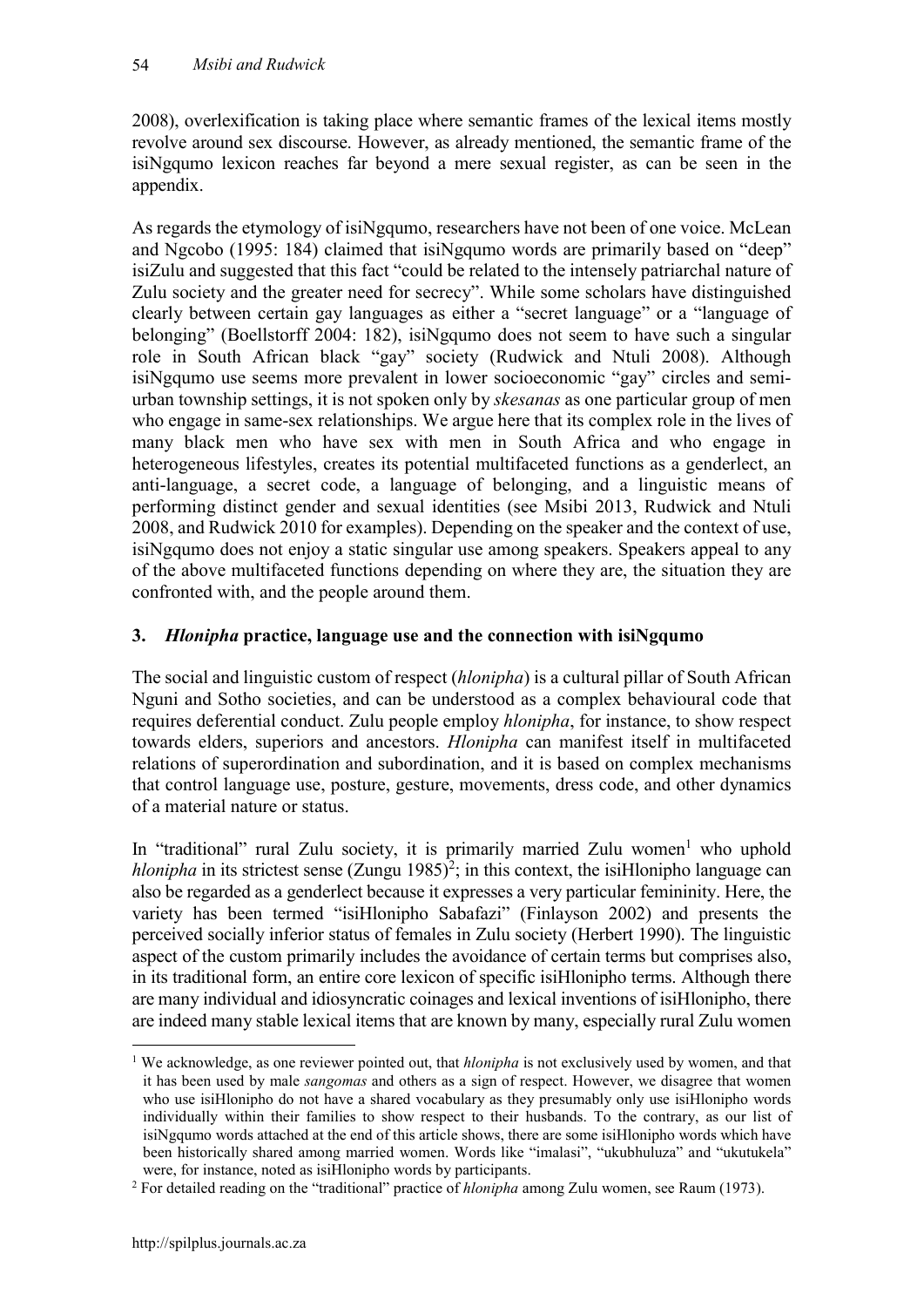2008), overlexification is taking place where semantic frames of the lexical items mostly revolve around sex discourse. However, as already mentioned, the semantic frame of the isiNgqumo lexicon reaches far beyond a mere sexual register, as can be seen in the appendix.

As regards the etymology of isiNgqumo, researchers have not been of one voice. McLean and Ngcobo (1995: 184) claimed that isiNgqumo words are primarily based on "deep" isiZulu and suggested that this fact "could be related to the intensely patriarchal nature of Zulu society and the greater need for secrecy". While some scholars have distinguished clearly between certain gay languages as either a "secret language" or a "language of belonging" (Boellstorff 2004: 182), isiNgqumo does not seem to have such a singular role in South African black "gay" society (Rudwick and Ntuli 2008). Although isiNgqumo use seems more prevalent in lower socioeconomic "gay" circles and semi-urban township settings, it is not spoken only by *skesanas* as one particular group of men who engage in same-sex relationships. We argue here that its complex role in the lives of many black men who have sex with men in South Africa and who engage in heterogeneous lifestyles, creates its potential multifaceted functions as a genderlect, an anti-language, a secret code, a language of belonging, and a linguistic means of performing distinct gender and sexual identities (see Msibi 2013, Rudwick and Ntuli 2008, and Rudwick 2010 for examples). Depending on the speaker and the context of use, isiNgqumo does not enjoy a static singular use among speakers. Speakers appeal to any of the above multifaceted functions depending on where they are, the situation they are confronted with, and the people around them.

## 3. *Hlonipha* practice, language use and the connection with isiNgqumo

The social and linguistic custom of respect (*hlonipha*) is a cultural pillar of South African Nguni and Sotho societies, and can be understood as a complex behavioural code that requires deferential conduct. Zulu people employ *hlonipha*, for instance, to show respect towards elders, superiors and ancestors. *Hlonipha* can manifest itself in multifaceted relations of superordination and subordination, and it is based on complex mechanisms that control language use, posture, gesture, movements, dress code, and other dynamics of a material nature or status.

In "traditional" rural Zulu society, it is primarily married Zulu women[1] who uphold *hlonipha* in its strictest sense (Zungu 1985)[2]; in this context, the isiHlonipho language can also be regarded as a genderlect because it expresses a very particular femininity. Here, the variety has been termed "isiHlonipho Sabafazi" (Finlayson 2002) and presents the perceived socially inferior status of females in Zulu society (Herbert 1990). The linguistic aspect of the custom primarily includes the avoidance of certain terms but comprises also, in its traditional form, an entire core lexicon of specific isiHlonipho terms. Although there are many individual and idiosyncratic coinages and lexical inventions of isiHlonipho, there are indeed many stable lexical items that are known by many, especially rural Zulu women

---

[1] We acknowledge, as one reviewer pointed out, that *hlonipha* is not exclusively used by women, and that it has been used by male *sangomas* and others as a sign of respect. However, we disagree that women who use isiHlonipho do not have a shared vocabulary as they presumably only use isiHlonipho words individually within their families to show respect to their husbands. To the contrary, as our list of isiNgqumo words attached at the end of this article shows, there are some isiHlonipho words which have been historically shared among married women. Words like "imalasi", "ukubhuluza" and "ukutukela" were, for instance, noted as isiHlonipho words by participants.

[2] For detailed reading on the "traditional" practice of *hlonipha* among Zulu women, see Raum (1973).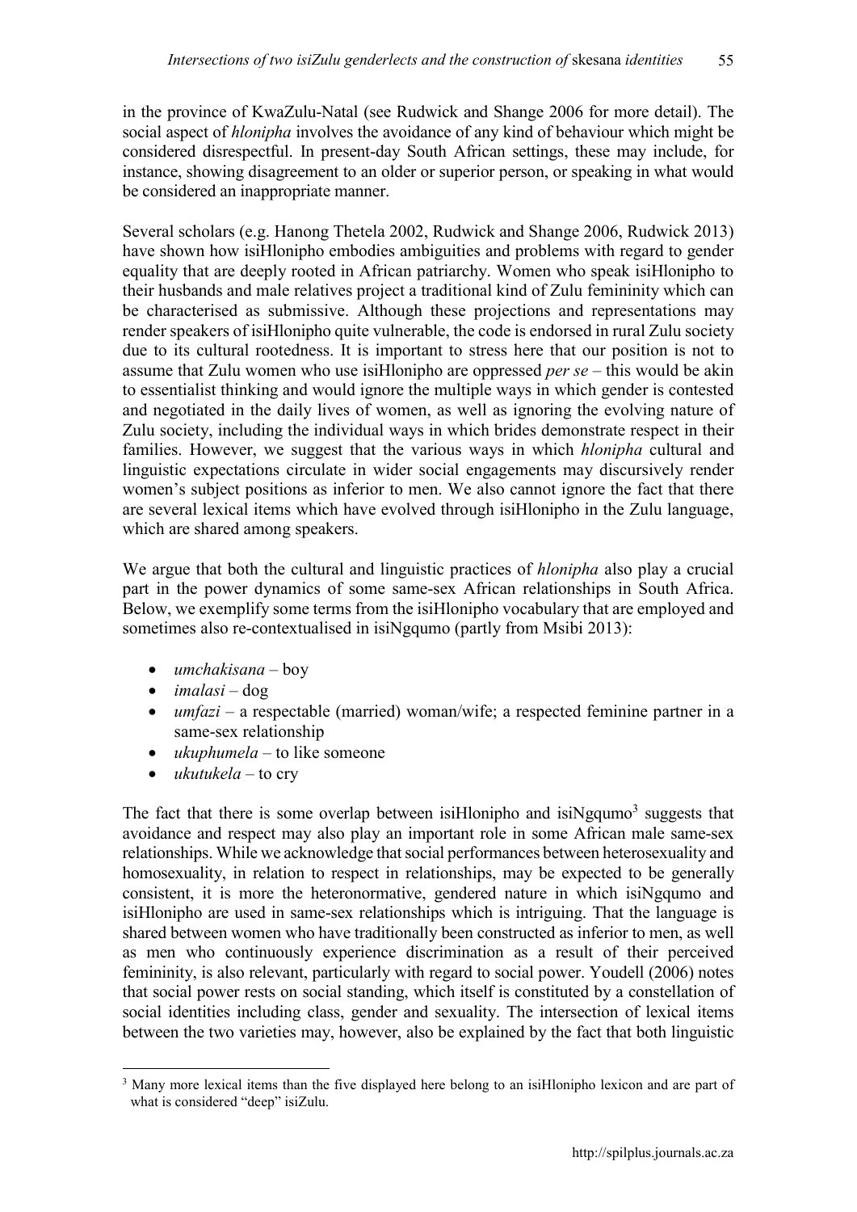in the province of KwaZulu-Natal (see Rudwick and Shange 2006 for more detail). The social aspect of *hlonipha* involves the avoidance of any kind of behaviour which might be considered disrespectful. In present-day South African settings, these may include, for instance, showing disagreement to an older or superior person, or speaking in what would be considered an inappropriate manner.

Several scholars (e.g. Hanong Thetela 2002, Rudwick and Shange 2006, Rudwick 2013) have shown how isiHlonipho embodies ambiguities and problems with regard to gender equality that are deeply rooted in African patriarchy. Women who speak isiHlonipho to their husbands and male relatives project a traditional kind of Zulu femininity which can be characterised as submissive. Although these projections and representations may render speakers of isiHlonipho quite vulnerable, the code is endorsed in rural Zulu society due to its cultural rootedness. It is important to stress here that our position is not to assume that Zulu women who use isiHlonipho are oppressed *per se* – this would be akin to essentialist thinking and would ignore the multiple ways in which gender is contested and negotiated in the daily lives of women, as well as ignoring the evolving nature of Zulu society, including the individual ways in which brides demonstrate respect in their families. However, we suggest that the various ways in which *hlonipha* cultural and linguistic expectations circulate in wider social engagements may discursively render women's subject positions as inferior to men. We also cannot ignore the fact that there are several lexical items which have evolved through isiHlonipho in the Zulu language, which are shared among speakers.

We argue that both the cultural and linguistic practices of *hlonipha* also play a crucial part in the power dynamics of some same-sex African relationships in South Africa. Below, we exemplify some terms from the isiHlonipho vocabulary that are employed and sometimes also re-contextualised in isiNgqumo (partly from Msibi 2013):

- *umchakisana* – boy
- *imalasi* – dog
- *umfazi* – a respectable (married) woman/wife; a respected feminine partner in a same-sex relationship
- *ukuphumela* – to like someone
- *ukutukela* – to cry

The fact that there is some overlap between isiHlonipho and isiNgqumo[3] suggests that avoidance and respect may also play an important role in some African male same-sex relationships. While we acknowledge that social performances between heterosexuality and homosexuality, in relation to respect in relationships, may be expected to be generally consistent, it is more the heteronormative, gendered nature in which isiNgqumo and isiHlonipho are used in same-sex relationships which is intriguing. That the language is shared between women who have traditionally been constructed as inferior to men, as well as men who continuously experience discrimination as a result of their perceived femininity, is also relevant, particularly with regard to social power. Youdell (2006) notes that social power rests on social standing, which itself is constituted by a constellation of social identities including class, gender and sexuality. The intersection of lexical items between the two varieties may, however, also be explained by the fact that both linguistic

[3] Many more lexical items than the five displayed here belong to an isiHlonipho lexicon and are part of what is considered "deep" isiZulu.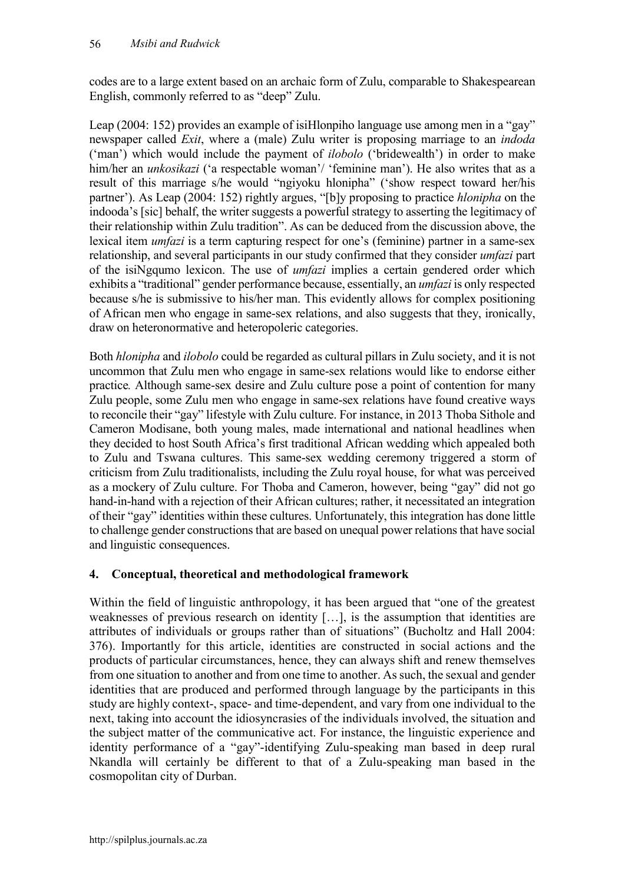codes are to a large extent based on an archaic form of Zulu, comparable to Shakespearean English, commonly referred to as "deep" Zulu.

Leap (2004: 152) provides an example of isiHlonpiho language use among men in a "gay" newspaper called *Exit*, where a (male) Zulu writer is proposing marriage to an *indoda* ('man') which would include the payment of *ilobolo* ('bridewealth') in order to make him/her an *unkosikazi* ('a respectable woman'/ 'feminine man'). He also writes that as a result of this marriage s/he would "ngiyoku hlonipha" ('show respect toward her/his partner'). As Leap (2004: 152) rightly argues, "[b]y proposing to practice *hlonipha* on the indooda's [sic] behalf, the writer suggests a powerful strategy to asserting the legitimacy of their relationship within Zulu tradition". As can be deduced from the discussion above, the lexical item *umfazi* is a term capturing respect for one's (feminine) partner in a same-sex relationship, and several participants in our study confirmed that they consider *umfazi* part of the isiNgqumo lexicon. The use of *umfazi* implies a certain gendered order which exhibits a "traditional" gender performance because, essentially, an *umfazi* is only respected because s/he is submissive to his/her man. This evidently allows for complex positioning of African men who engage in same-sex relations, and also suggests that they, ironically, draw on heteronormative and heteropoleric categories.

Both *hlonipha* and *ilobolo* could be regarded as cultural pillars in Zulu society, and it is not uncommon that Zulu men who engage in same-sex relations would like to endorse either practice*.* Although same-sex desire and Zulu culture pose a point of contention for many Zulu people, some Zulu men who engage in same-sex relations have found creative ways to reconcile their "gay" lifestyle with Zulu culture. For instance, in 2013 Thoba Sithole and Cameron Modisane, both young males, made international and national headlines when they decided to host South Africa's first traditional African wedding which appealed both to Zulu and Tswana cultures. This same-sex wedding ceremony triggered a storm of criticism from Zulu traditionalists, including the Zulu royal house, for what was perceived as a mockery of Zulu culture. For Thoba and Cameron, however, being "gay" did not go hand-in-hand with a rejection of their African cultures; rather, it necessitated an integration of their "gay" identities within these cultures. Unfortunately, this integration has done little to challenge gender constructions that are based on unequal power relations that have social and linguistic consequences.

## 4. Conceptual, theoretical and methodological framework

Within the field of linguistic anthropology, it has been argued that "one of the greatest weaknesses of previous research on identity […], is the assumption that identities are attributes of individuals or groups rather than of situations" (Bucholtz and Hall 2004: 376). Importantly for this article, identities are constructed in social actions and the products of particular circumstances, hence, they can always shift and renew themselves from one situation to another and from one time to another. As such, the sexual and gender identities that are produced and performed through language by the participants in this study are highly context-, space- and time-dependent, and vary from one individual to the next, taking into account the idiosyncrasies of the individuals involved, the situation and the subject matter of the communicative act. For instance, the linguistic experience and identity performance of a "gay"-identifying Zulu-speaking man based in deep rural Nkandla will certainly be different to that of a Zulu-speaking man based in the cosmopolitan city of Durban.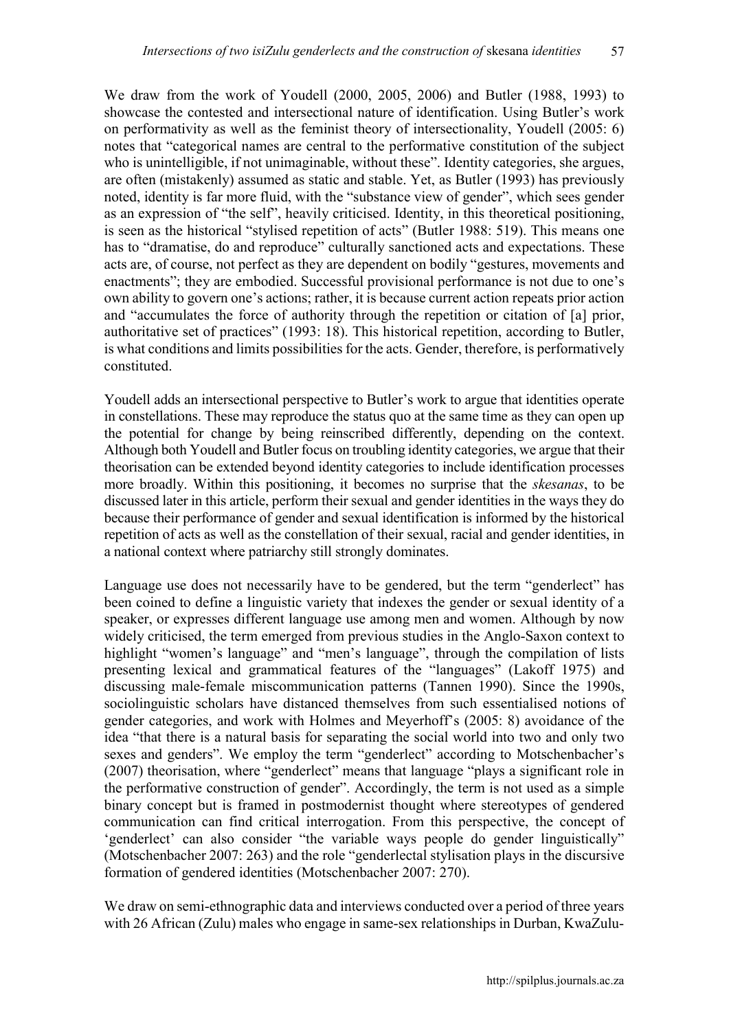We draw from the work of Youdell (2000, 2005, 2006) and Butler (1988, 1993) to showcase the contested and intersectional nature of identification. Using Butler's work on performativity as well as the feminist theory of intersectionality, Youdell (2005: 6) notes that "categorical names are central to the performative constitution of the subject who is unintelligible, if not unimaginable, without these". Identity categories, she argues, are often (mistakenly) assumed as static and stable. Yet, as Butler (1993) has previously noted, identity is far more fluid, with the "substance view of gender", which sees gender as an expression of "the self", heavily criticised. Identity, in this theoretical positioning, is seen as the historical "stylised repetition of acts" (Butler 1988: 519). This means one has to "dramatise, do and reproduce" culturally sanctioned acts and expectations. These acts are, of course, not perfect as they are dependent on bodily "gestures, movements and enactments"; they are embodied. Successful provisional performance is not due to one's own ability to govern one's actions; rather, it is because current action repeats prior action and "accumulates the force of authority through the repetition or citation of [a] prior, authoritative set of practices" (1993: 18). This historical repetition, according to Butler, is what conditions and limits possibilities for the acts. Gender, therefore, is performatively constituted.

Youdell adds an intersectional perspective to Butler's work to argue that identities operate in constellations. These may reproduce the status quo at the same time as they can open up the potential for change by being reinscribed differently, depending on the context. Although both Youdell and Butler focus on troubling identity categories, we argue that their theorisation can be extended beyond identity categories to include identification processes more broadly. Within this positioning, it becomes no surprise that the *skesanas*, to be discussed later in this article, perform their sexual and gender identities in the ways they do because their performance of gender and sexual identification is informed by the historical repetition of acts as well as the constellation of their sexual, racial and gender identities, in a national context where patriarchy still strongly dominates.

Language use does not necessarily have to be gendered, but the term "genderlect" has been coined to define a linguistic variety that indexes the gender or sexual identity of a speaker, or expresses different language use among men and women. Although by now widely criticised, the term emerged from previous studies in the Anglo-Saxon context to highlight "women's language" and "men's language", through the compilation of lists presenting lexical and grammatical features of the "languages" (Lakoff 1975) and discussing male-female miscommunication patterns (Tannen 1990). Since the 1990s, sociolinguistic scholars have distanced themselves from such essentialised notions of gender categories, and work with Holmes and Meyerhoff's (2005: 8) avoidance of the idea "that there is a natural basis for separating the social world into two and only two sexes and genders". We employ the term "genderlect" according to Motschenbacher's (2007) theorisation, where "genderlect" means that language "plays a significant role in the performative construction of gender". Accordingly, the term is not used as a simple binary concept but is framed in postmodernist thought where stereotypes of gendered communication can find critical interrogation. From this perspective, the concept of 'genderlect' can also consider "the variable ways people do gender linguistically" (Motschenbacher 2007: 263) and the role "genderlectal stylisation plays in the discursive formation of gendered identities (Motschenbacher 2007: 270).

We draw on semi-ethnographic data and interviews conducted over a period of three years with 26 African (Zulu) males who engage in same-sex relationships in Durban, KwaZulu-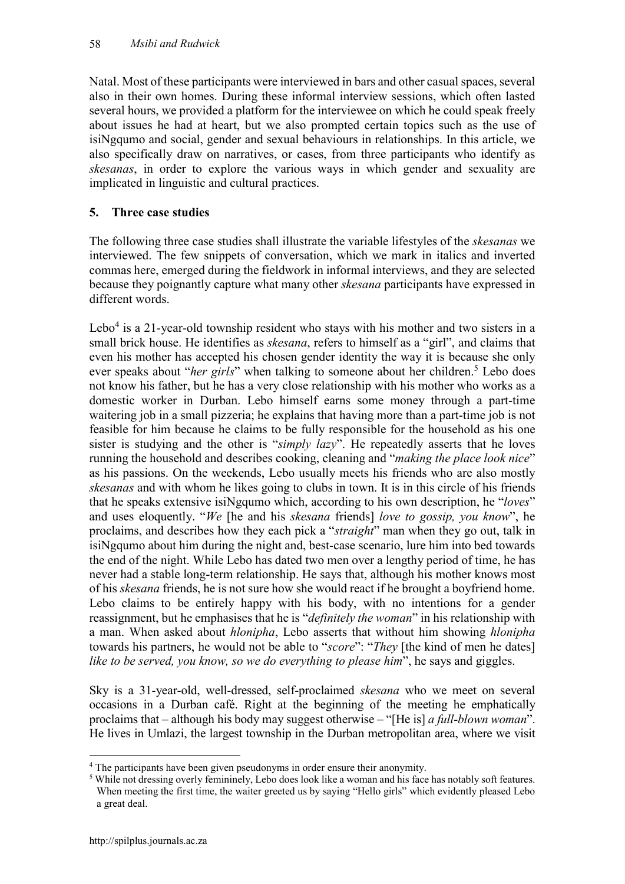Natal. Most of these participants were interviewed in bars and other casual spaces, several also in their own homes. During these informal interview sessions, which often lasted several hours, we provided a platform for the interviewee on which he could speak freely about issues he had at heart, but we also prompted certain topics such as the use of isiNgqumo and social, gender and sexual behaviours in relationships. In this article, we also specifically draw on narratives, or cases, from three participants who identify as *skesanas*, in order to explore the various ways in which gender and sexuality are implicated in linguistic and cultural practices.

## 5. Three case studies

The following three case studies shall illustrate the variable lifestyles of the *skesanas* we interviewed. The few snippets of conversation, which we mark in italics and inverted commas here, emerged during the fieldwork in informal interviews, and they are selected because they poignantly capture what many other *skesana* participants have expressed in different words.

Lebo[4] is a 21-year-old township resident who stays with his mother and two sisters in a small brick house. He identifies as *skesana*, refers to himself as a "girl", and claims that even his mother has accepted his chosen gender identity the way it is because she only ever speaks about "*her girls*" when talking to someone about her children.[5] Lebo does not know his father, but he has a very close relationship with his mother who works as a domestic worker in Durban. Lebo himself earns some money through a part-time waitering job in a small pizzeria; he explains that having more than a part-time job is not feasible for him because he claims to be fully responsible for the household as his one sister is studying and the other is "*simply lazy*". He repeatedly asserts that he loves running the household and describes cooking, cleaning and "*making the place look nice*" as his passions. On the weekends, Lebo usually meets his friends who are also mostly *skesanas* and with whom he likes going to clubs in town. It is in this circle of his friends that he speaks extensive isiNgqumo which, according to his own description, he "*loves*" and uses eloquently. "*We* [he and his *skesana* friends] *love to gossip, you know*", he proclaims, and describes how they each pick a "*straight*" man when they go out, talk in isiNgqumo about him during the night and, best-case scenario, lure him into bed towards the end of the night. While Lebo has dated two men over a lengthy period of time, he has never had a stable long-term relationship. He says that, although his mother knows most of his *skesana* friends, he is not sure how she would react if he brought a boyfriend home. Lebo claims to be entirely happy with his body, with no intentions for a gender reassignment, but he emphasises that he is "*definitely the woman*" in his relationship with a man. When asked about *hlonipha*, Lebo asserts that without him showing *hlonipha* towards his partners, he would not be able to "*score*": "*They* [the kind of men he dates] *like to be served, you know, so we do everything to please him*", he says and giggles.

Sky is a 31-year-old, well-dressed, self-proclaimed *skesana* who we meet on several occasions in a Durban café. Right at the beginning of the meeting he emphatically proclaims that – although his body may suggest otherwise – "[He is] *a full-blown woman*". He lives in Umlazi, the largest township in the Durban metropolitan area, where we visit

---

[4] The participants have been given pseudonyms in order ensure their anonymity.

[5] While not dressing overly femininely, Lebo does look like a woman and his face has notably soft features. When meeting the first time, the waiter greeted us by saying "Hello girls" which evidently pleased Lebo a great deal.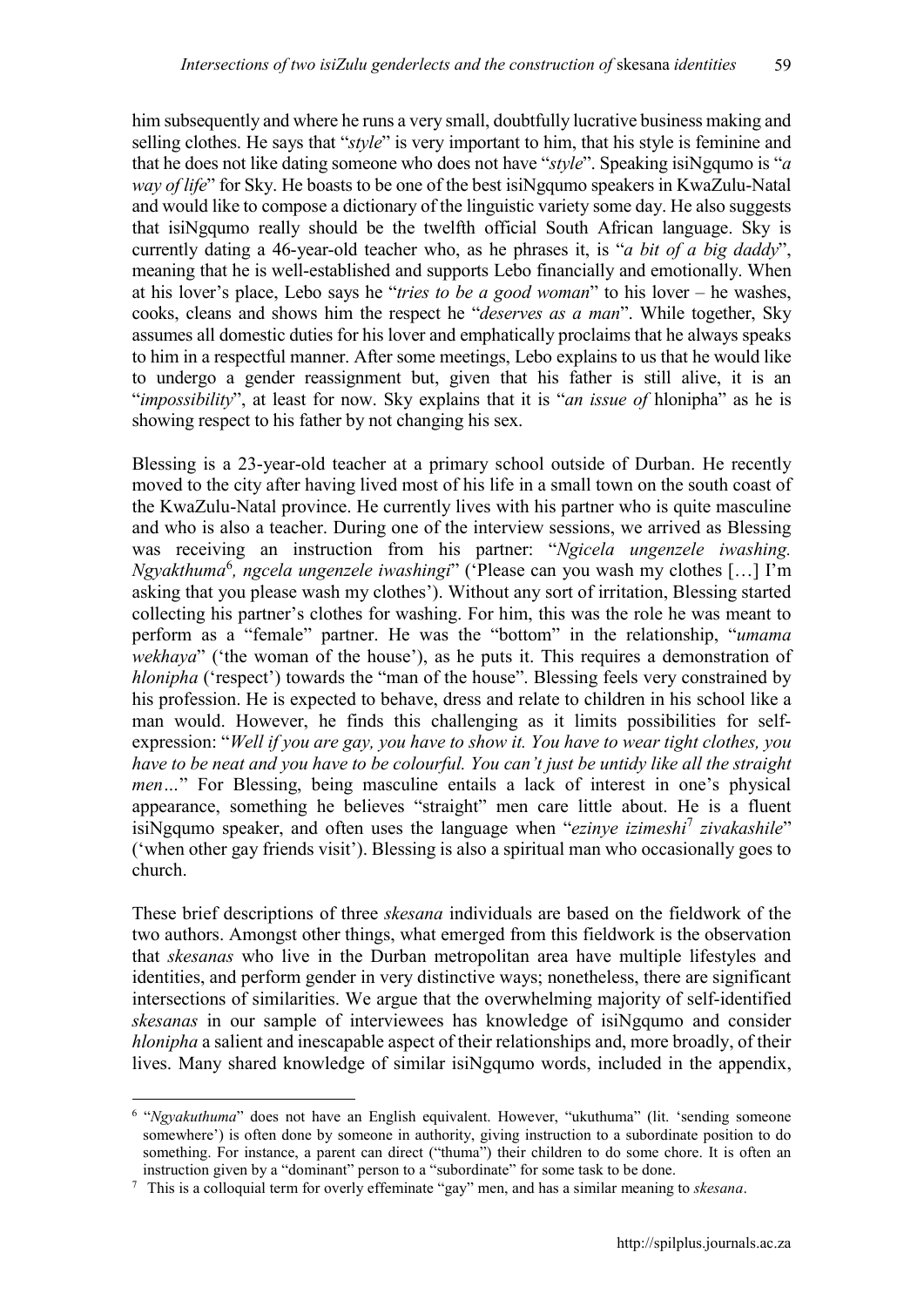him subsequently and where he runs a very small, doubtfully lucrative business making and selling clothes. He says that "*style*" is very important to him, that his style is feminine and that he does not like dating someone who does not have "*style*". Speaking isiNgqumo is "*a way of life*" for Sky. He boasts to be one of the best isiNgqumo speakers in KwaZulu-Natal and would like to compose a dictionary of the linguistic variety some day. He also suggests that isiNgqumo really should be the twelfth official South African language. Sky is currently dating a 46-year-old teacher who, as he phrases it, is "*a bit of a big daddy*", meaning that he is well-established and supports Lebo financially and emotionally. When at his lover's place, Lebo says he "*tries to be a good woman*" to his lover – he washes, cooks, cleans and shows him the respect he "*deserves as a man*". While together, Sky assumes all domestic duties for his lover and emphatically proclaims that he always speaks to him in a respectful manner. After some meetings, Lebo explains to us that he would like to undergo a gender reassignment but, given that his father is still alive, it is an "*impossibility*", at least for now. Sky explains that it is "*an issue of* hlonipha" as he is showing respect to his father by not changing his sex.

Blessing is a 23-year-old teacher at a primary school outside of Durban. He recently moved to the city after having lived most of his life in a small town on the south coast of the KwaZulu-Natal province. He currently lives with his partner who is quite masculine and who is also a teacher. During one of the interview sessions, we arrived as Blessing was receiving an instruction from his partner: "*Ngicela ungenzele iwashing. Ngyakthuma*[6]*, ngcela ungenzele iwashingi*" ('Please can you wash my clothes […] I'm asking that you please wash my clothes'). Without any sort of irritation, Blessing started collecting his partner's clothes for washing. For him, this was the role he was meant to perform as a "female" partner. He was the "bottom" in the relationship, "*umama wekhaya*" ('the woman of the house'), as he puts it. This requires a demonstration of *hlonipha* ('respect') towards the "man of the house". Blessing feels very constrained by his profession. He is expected to behave, dress and relate to children in his school like a man would. However, he finds this challenging as it limits possibilities for self-expression: "*Well if you are gay, you have to show it. You have to wear tight clothes, you have to be neat and you have to be colourful. You can't just be untidy like all the straight men…*" For Blessing, being masculine entails a lack of interest in one's physical appearance, something he believes "straight" men care little about. He is a fluent isiNgqumo speaker, and often uses the language when "*ezinye izimeshi*[7] *zivakashile*" ('when other gay friends visit'). Blessing is also a spiritual man who occasionally goes to church.

These brief descriptions of three *skesana* individuals are based on the fieldwork of the two authors. Amongst other things, what emerged from this fieldwork is the observation that *skesanas* who live in the Durban metropolitan area have multiple lifestyles and identities, and perform gender in very distinctive ways; nonetheless, there are significant intersections of similarities. We argue that the overwhelming majority of self-identified *skesanas* in our sample of interviewees has knowledge of isiNgqumo and consider *hlonipha* a salient and inescapable aspect of their relationships and, more broadly, of their lives. Many shared knowledge of similar isiNgqumo words, included in the appendix,

---

[6] "*Ngyakuthuma*" does not have an English equivalent. However, "ukuthuma" (lit. 'sending someone somewhere') is often done by someone in authority, giving instruction to a subordinate position to do something. For instance, a parent can direct ("thuma") their children to do some chore. It is often an instruction given by a "dominant" person to a "subordinate" for some task to be done.

[7] This is a colloquial term for overly effeminate "gay" men, and has a similar meaning to *skesana*.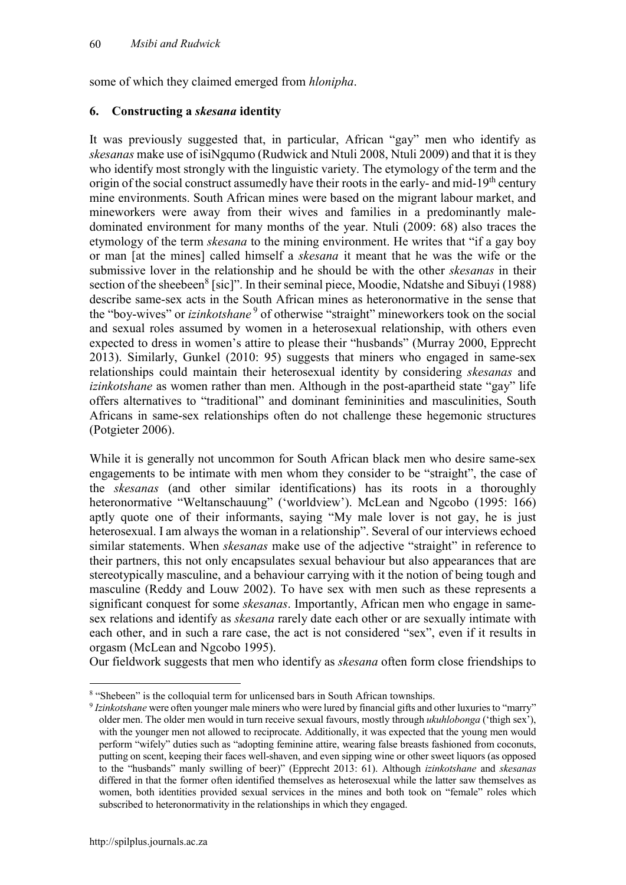some of which they claimed emerged from *hlonipha*.

## 6. Constructing a *skesana* identity

It was previously suggested that, in particular, African "gay" men who identify as *skesanas* make use of isiNgqumo (Rudwick and Ntuli 2008, Ntuli 2009) and that it is they who identify most strongly with the linguistic variety. The etymology of the term and the origin of the social construct assumedly have their roots in the early- and mid-19th century mine environments. South African mines were based on the migrant labour market, and mineworkers were away from their wives and families in a predominantly male-dominated environment for many months of the year. Ntuli (2009: 68) also traces the etymology of the term *skesana* to the mining environment. He writes that "if a gay boy or man [at the mines] called himself a *skesana* it meant that he was the wife or the submissive lover in the relationship and he should be with the other *skesanas* in their section of the sheebeen[8] [sic]". In their seminal piece, Moodie, Ndatshe and Sibuyi (1988) describe same-sex acts in the South African mines as heteronormative in the sense that the "boy-wives" or *izinkotshane*[9] of otherwise "straight" mineworkers took on the social and sexual roles assumed by women in a heterosexual relationship, with others even expected to dress in women's attire to please their "husbands" (Murray 2000, Epprecht 2013). Similarly, Gunkel (2010: 95) suggests that miners who engaged in same-sex relationships could maintain their heterosexual identity by considering *skesanas* and *izinkotshane* as women rather than men. Although in the post-apartheid state "gay" life offers alternatives to "traditional" and dominant femininities and masculinities, South Africans in same-sex relationships often do not challenge these hegemonic structures (Potgieter 2006).

While it is generally not uncommon for South African black men who desire same-sex engagements to be intimate with men whom they consider to be "straight", the case of the *skesanas* (and other similar identifications) has its roots in a thoroughly heteronormative "Weltanschauung" ('worldview'). McLean and Ngcobo (1995: 166) aptly quote one of their informants, saying "My male lover is not gay, he is just heterosexual. I am always the woman in a relationship". Several of our interviews echoed similar statements. When *skesanas* make use of the adjective "straight" in reference to their partners, this not only encapsulates sexual behaviour but also appearances that are stereotypically masculine, and a behaviour carrying with it the notion of being tough and masculine (Reddy and Louw 2002). To have sex with men such as these represents a significant conquest for some *skesanas*. Importantly, African men who engage in same-sex relations and identify as *skesana* rarely date each other or are sexually intimate with each other, and in such a rare case, the act is not considered "sex", even if it results in orgasm (McLean and Ngcobo 1995).

Our fieldwork suggests that men who identify as *skesana* often form close friendships to

---

[8] "Shebeen" is the colloquial term for unlicensed bars in South African townships.

[9] *Izinkotshane* were often younger male miners who were lured by financial gifts and other luxuries to "marry" older men. The older men would in turn receive sexual favours, mostly through *ukuhlobonga* ('thigh sex'), with the younger men not allowed to reciprocate. Additionally, it was expected that the young men would perform "wifely" duties such as "adopting feminine attire, wearing false breasts fashioned from coconuts, putting on scent, keeping their faces well-shaven, and even sipping wine or other sweet liquors (as opposed to the "husbands" manly swilling of beer)" (Epprecht 2013: 61). Although *izinkotshane* and *skesanas* differed in that the former often identified themselves as heterosexual while the latter saw themselves as women, both identities provided sexual services in the mines and both took on "female" roles which subscribed to heteronormativity in the relationships in which they engaged.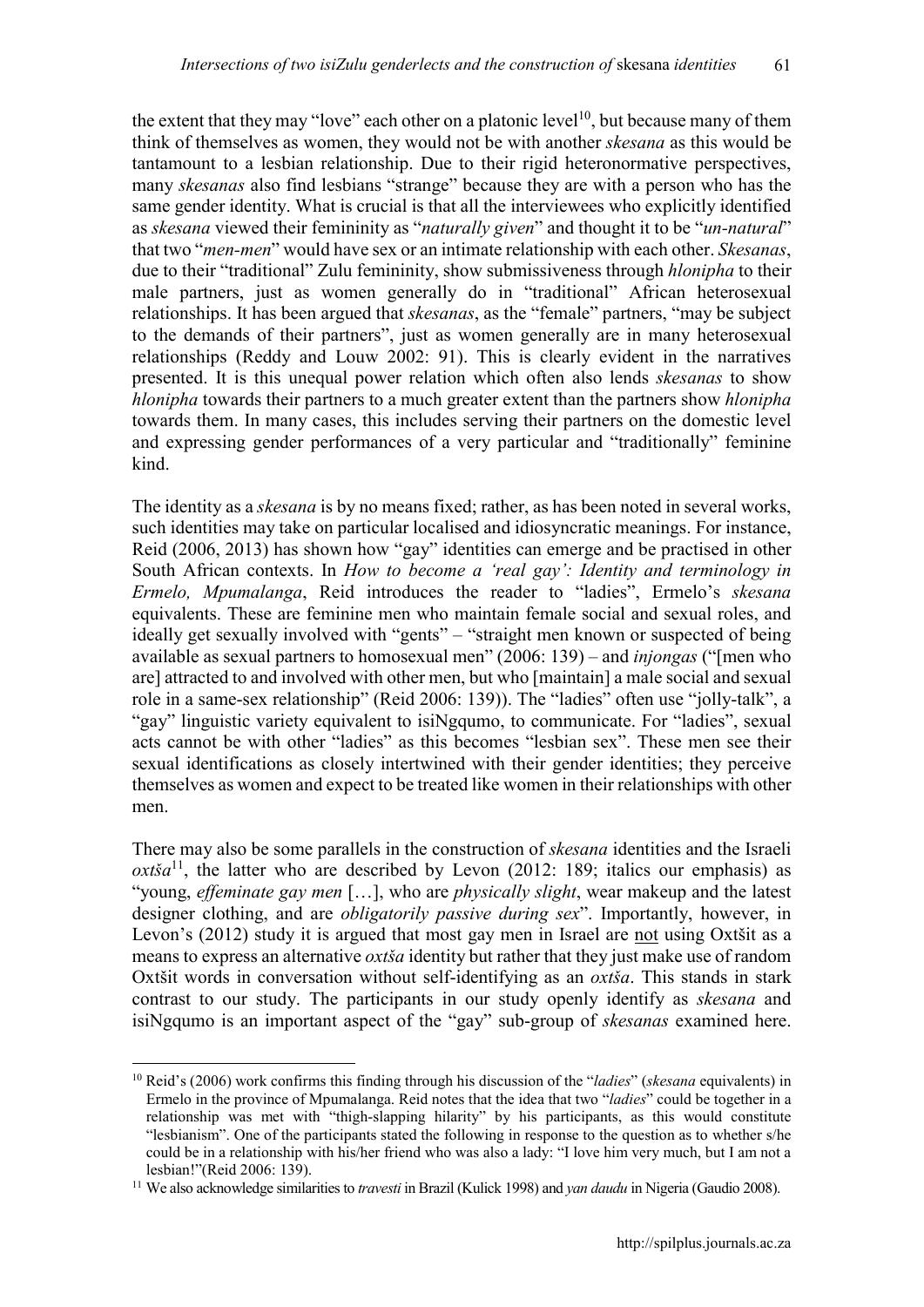the extent that they may "love" each other on a platonic level[10], but because many of them think of themselves as women, they would not be with another *skesana* as this would be tantamount to a lesbian relationship. Due to their rigid heteronormative perspectives, many *skesanas* also find lesbians "strange" because they are with a person who has the same gender identity. What is crucial is that all the interviewees who explicitly identified as *skesana* viewed their femininity as "*naturally given*" and thought it to be "*un-natural*" that two "*men-men*" would have sex or an intimate relationship with each other. *Skesanas*, due to their "traditional" Zulu femininity, show submissiveness through *hlonipha* to their male partners, just as women generally do in "traditional" African heterosexual relationships. It has been argued that *skesanas*, as the "female" partners, "may be subject to the demands of their partners", just as women generally are in many heterosexual relationships (Reddy and Louw 2002: 91). This is clearly evident in the narratives presented. It is this unequal power relation which often also lends *skesanas* to show *hlonipha* towards their partners to a much greater extent than the partners show *hlonipha* towards them. In many cases, this includes serving their partners on the domestic level and expressing gender performances of a very particular and "traditionally" feminine kind.

The identity as a *skesana* is by no means fixed; rather, as has been noted in several works, such identities may take on particular localised and idiosyncratic meanings. For instance, Reid (2006, 2013) has shown how "gay" identities can emerge and be practised in other South African contexts. In *How to become a 'real gay': Identity and terminology in Ermelo, Mpumalanga*, Reid introduces the reader to "ladies", Ermelo's *skesana* equivalents. These are feminine men who maintain female social and sexual roles, and ideally get sexually involved with "gents" – "straight men known or suspected of being available as sexual partners to homosexual men" (2006: 139) – and *injongas* ("[men who are] attracted to and involved with other men, but who [maintain] a male social and sexual role in a same-sex relationship" (Reid 2006: 139)). The "ladies" often use "jolly-talk", a "gay" linguistic variety equivalent to isiNgqumo, to communicate. For "ladies", sexual acts cannot be with other "ladies" as this becomes "lesbian sex". These men see their sexual identifications as closely intertwined with their gender identities; they perceive themselves as women and expect to be treated like women in their relationships with other men.

There may also be some parallels in the construction of *skesana* identities and the Israeli *oxtša*[11], the latter who are described by Levon (2012: 189; italics our emphasis) as "young, *effeminate gay men* […], who are *physically slight*, wear makeup and the latest designer clothing, and are *obligatorily passive during sex*". Importantly, however, in Levon's (2012) study it is argued that most gay men in Israel are <u>not</u> using Oxtšit as a means to express an alternative *oxtša* identity but rather that they just make use of random Oxtšit words in conversation without self-identifying as an *oxtša*. This stands in stark contrast to our study. The participants in our study openly identify as *skesana* and isiNgqumo is an important aspect of the "gay" sub-group of *skesanas* examined here.

---

[10] Reid's (2006) work confirms this finding through his discussion of the "*ladies*" (*skesana* equivalents) in Ermelo in the province of Mpumalanga. Reid notes that the idea that two "*ladies*" could be together in a relationship was met with "thigh-slapping hilarity" by his participants, as this would constitute "lesbianism". One of the participants stated the following in response to the question as to whether s/he could be in a relationship with his/her friend who was also a lady: "I love him very much, but I am not a lesbian!"(Reid 2006: 139).

[11] We also acknowledge similarities to *travesti* in Brazil (Kulick 1998) and *yan daudu* in Nigeria (Gaudio 2008).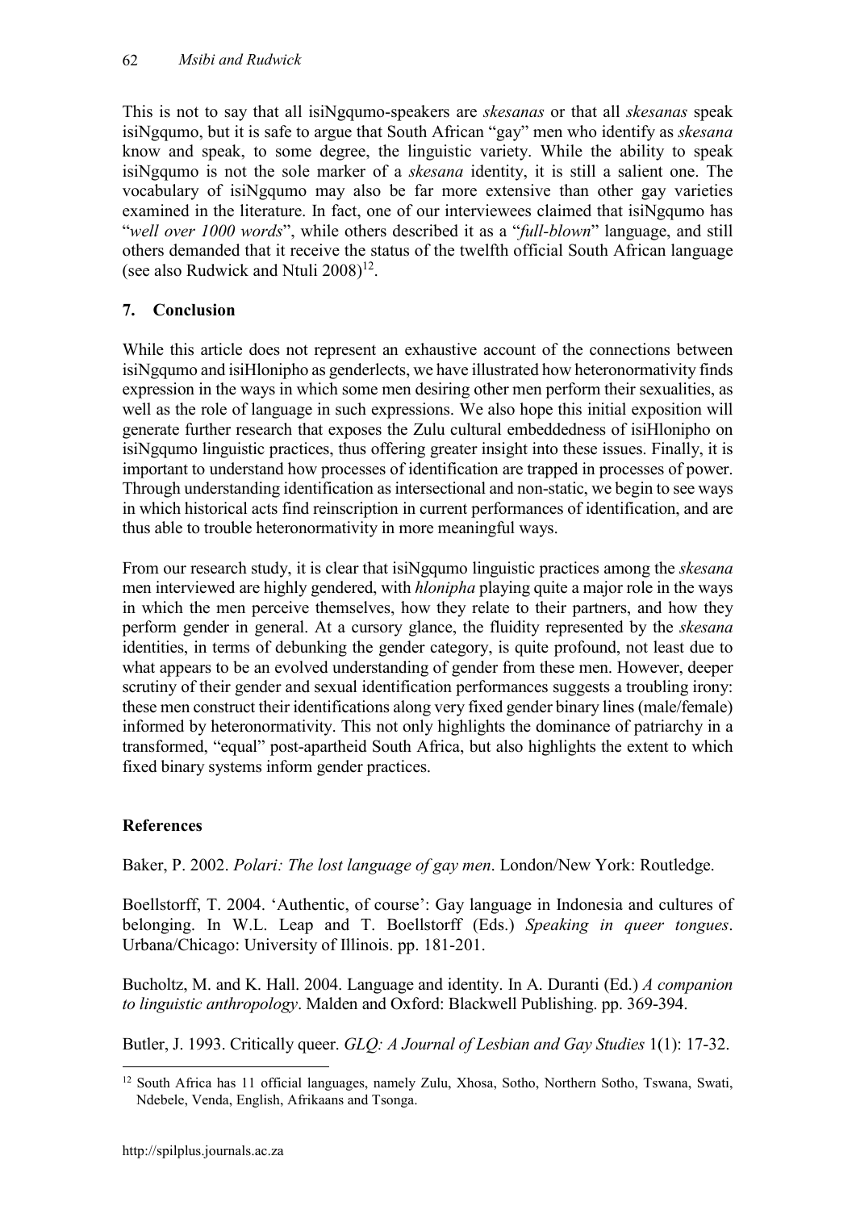This is not to say that all isiNgqumo-speakers are *skesanas* or that all *skesanas* speak isiNgqumo, but it is safe to argue that South African "gay" men who identify as *skesana* know and speak, to some degree, the linguistic variety. While the ability to speak isiNgqumo is not the sole marker of a *skesana* identity, it is still a salient one. The vocabulary of isiNgqumo may also be far more extensive than other gay varieties examined in the literature. In fact, one of our interviewees claimed that isiNgqumo has "*well over 1000 words*", while others described it as a "*full-blown*" language, and still others demanded that it receive the status of the twelfth official South African language (see also Rudwick and Ntuli 2008)[12].

## 7. Conclusion

While this article does not represent an exhaustive account of the connections between isiNgqumo and isiHlonipho as genderlects, we have illustrated how heteronormativity finds expression in the ways in which some men desiring other men perform their sexualities, as well as the role of language in such expressions. We also hope this initial exposition will generate further research that exposes the Zulu cultural embeddedness of isiHlonipho on isiNgqumo linguistic practices, thus offering greater insight into these issues. Finally, it is important to understand how processes of identification are trapped in processes of power. Through understanding identification as intersectional and non-static, we begin to see ways in which historical acts find reinscription in current performances of identification, and are thus able to trouble heteronormativity in more meaningful ways.

From our research study, it is clear that isiNgqumo linguistic practices among the *skesana* men interviewed are highly gendered, with *hlonipha* playing quite a major role in the ways in which the men perceive themselves, how they relate to their partners, and how they perform gender in general. At a cursory glance, the fluidity represented by the *skesana* identities, in terms of debunking the gender category, is quite profound, not least due to what appears to be an evolved understanding of gender from these men. However, deeper scrutiny of their gender and sexual identification performances suggests a troubling irony: these men construct their identifications along very fixed gender binary lines (male/female) informed by heteronormativity. This not only highlights the dominance of patriarchy in a transformed, "equal" post-apartheid South Africa, but also highlights the extent to which fixed binary systems inform gender practices.

## References

Baker, P. 2002. *Polari: The lost language of gay men*. London/New York: Routledge.

Boellstorff, T. 2004. 'Authentic, of course': Gay language in Indonesia and cultures of belonging. In W.L. Leap and T. Boellstorff (Eds.) *Speaking in queer tongues*. Urbana/Chicago: University of Illinois. pp. 181-201.

Bucholtz, M. and K. Hall. 2004. Language and identity. In A. Duranti (Ed.) *A companion to linguistic anthropology*. Malden and Oxford: Blackwell Publishing. pp. 369-394.

Butler, J. 1993. Critically queer. *GLQ: A Journal of Lesbian and Gay Studies* 1(1): 17-32.

---

[12] South Africa has 11 official languages, namely Zulu, Xhosa, Sotho, Northern Sotho, Tswana, Swati, Ndebele, Venda, English, Afrikaans and Tsonga.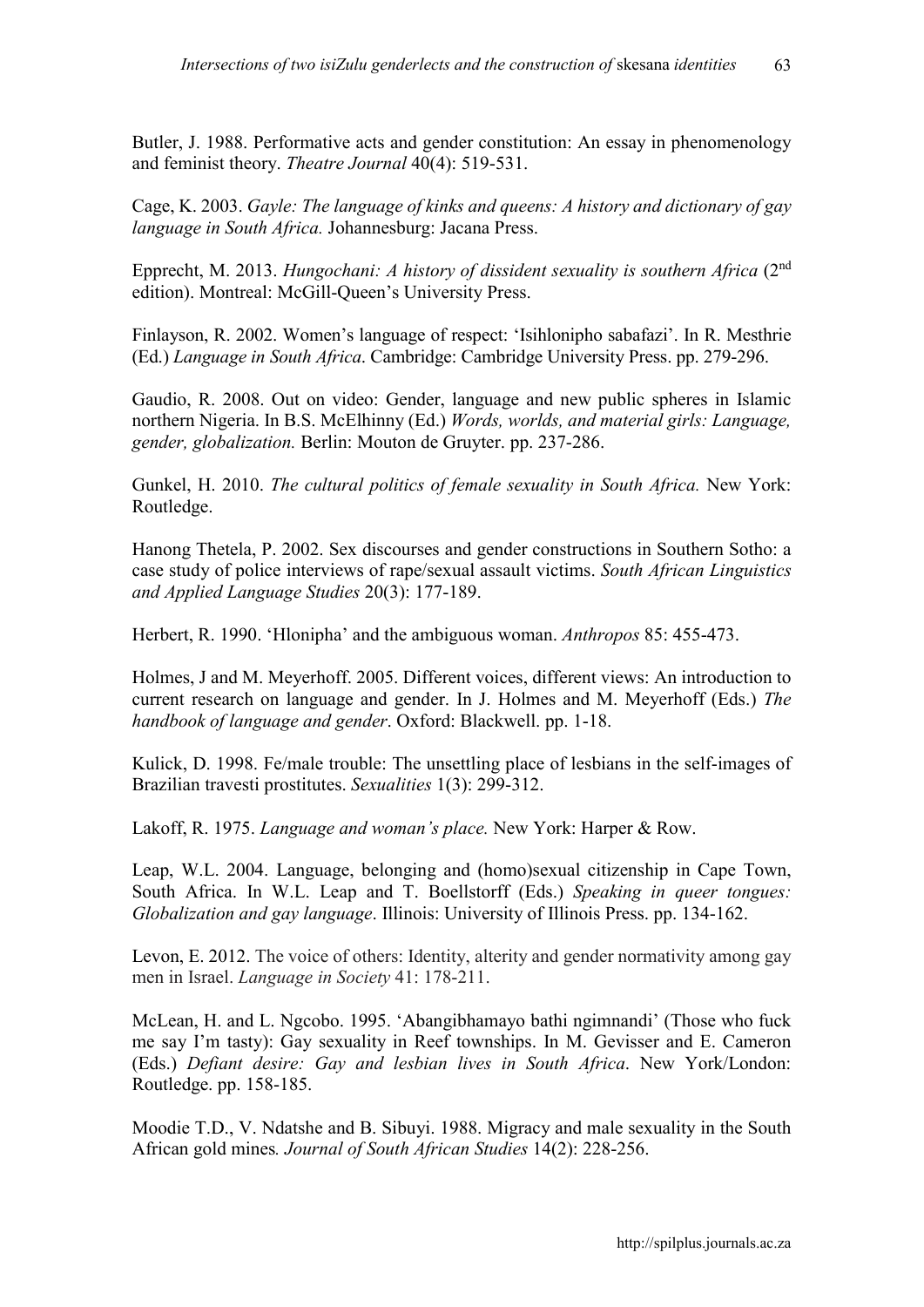Butler, J. 1988. Performative acts and gender constitution: An essay in phenomenology and feminist theory. *Theatre Journal* 40(4): 519-531.

Cage, K. 2003. *Gayle: The language of kinks and queens: A history and dictionary of gay language in South Africa.* Johannesburg: Jacana Press.

Epprecht, M. 2013. *Hungochani: A history of dissident sexuality is southern Africa* (2nd edition). Montreal: McGill-Queen's University Press.

Finlayson, R. 2002. Women's language of respect: 'Isihlonipho sabafazi'. In R. Mesthrie (Ed.) *Language in South Africa*. Cambridge: Cambridge University Press. pp. 279-296.

Gaudio, R. 2008. Out on video: Gender, language and new public spheres in Islamic northern Nigeria. In B.S. McElhinny (Ed.) *Words, worlds, and material girls: Language, gender, globalization.* Berlin: Mouton de Gruyter. pp. 237-286.

Gunkel, H. 2010. *The cultural politics of female sexuality in South Africa.* New York: Routledge.

Hanong Thetela, P. 2002. Sex discourses and gender constructions in Southern Sotho: a case study of police interviews of rape/sexual assault victims. *South African Linguistics and Applied Language Studies* 20(3): 177-189.

Herbert, R. 1990. 'Hlonipha' and the ambiguous woman. *Anthropos* 85: 455-473.

Holmes, J and M. Meyerhoff. 2005. Different voices, different views: An introduction to current research on language and gender. In J. Holmes and M. Meyerhoff (Eds.) *The handbook of language and gender*. Oxford: Blackwell. pp. 1-18.

Kulick, D. 1998. Fe/male trouble: The unsettling place of lesbians in the self-images of Brazilian travesti prostitutes. *Sexualities* 1(3): 299-312.

Lakoff, R. 1975. *Language and woman's place.* New York: Harper & Row.

Leap, W.L. 2004. Language, belonging and (homo)sexual citizenship in Cape Town, South Africa. In W.L. Leap and T. Boellstorff (Eds.) *Speaking in queer tongues: Globalization and gay language*. Illinois: University of Illinois Press. pp. 134-162.

Levon, E. 2012. The voice of others: Identity, alterity and gender normativity among gay men in Israel. *Language in Society* 41: 178-211.

McLean, H. and L. Ngcobo. 1995. 'Abangibhamayo bathi ngimnandi' (Those who fuck me say I'm tasty): Gay sexuality in Reef townships. In M. Gevisser and E. Cameron (Eds.) *Defiant desire: Gay and lesbian lives in South Africa*. New York/London: Routledge. pp. 158-185.

Moodie T.D., V. Ndatshe and B. Sibuyi. 1988. Migracy and male sexuality in the South African gold mines*. Journal of South African Studies* 14(2): 228-256.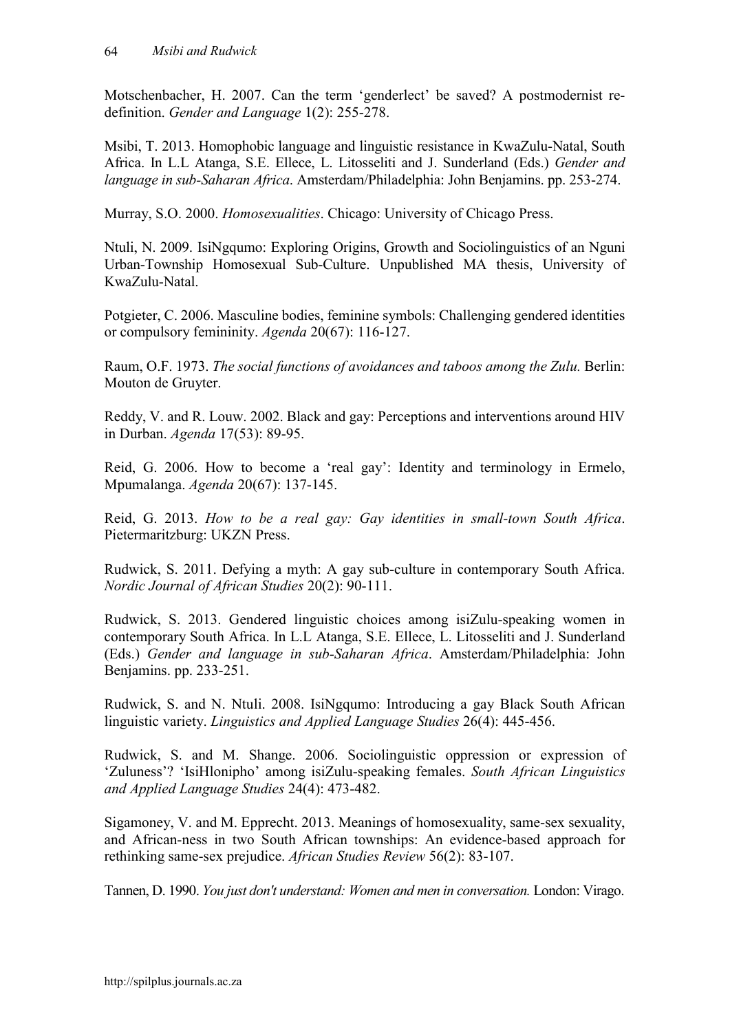Motschenbacher, H. 2007. Can the term 'genderlect' be saved? A postmodernist re-definition. *Gender and Language* 1(2): 255-278.

Msibi, T. 2013. Homophobic language and linguistic resistance in KwaZulu-Natal, South Africa. In L.L Atanga, S.E. Ellece, L. Litosseliti and J. Sunderland (Eds.) *Gender and language in sub-Saharan Africa*. Amsterdam/Philadelphia: John Benjamins. pp. 253-274.

Murray, S.O. 2000. *Homosexualities*. Chicago: University of Chicago Press.

Ntuli, N. 2009. IsiNgqumo: Exploring Origins, Growth and Sociolinguistics of an Nguni Urban-Township Homosexual Sub-Culture. Unpublished MA thesis, University of KwaZulu-Natal.

Potgieter, C. 2006. Masculine bodies, feminine symbols: Challenging gendered identities or compulsory femininity. *Agenda* 20(67): 116-127.

Raum, O.F. 1973. *The social functions of avoidances and taboos among the Zulu.* Berlin: Mouton de Gruyter.

Reddy, V. and R. Louw. 2002. Black and gay: Perceptions and interventions around HIV in Durban. *Agenda* 17(53): 89-95.

Reid, G. 2006. How to become a 'real gay': Identity and terminology in Ermelo, Mpumalanga. *Agenda* 20(67): 137-145.

Reid, G. 2013. *How to be a real gay: Gay identities in small-town South Africa*. Pietermaritzburg: UKZN Press.

Rudwick, S. 2011. Defying a myth: A gay sub-culture in contemporary South Africa. *Nordic Journal of African Studies* 20(2): 90-111.

Rudwick, S. 2013. Gendered linguistic choices among isiZulu-speaking women in contemporary South Africa. In L.L Atanga, S.E. Ellece, L. Litosseliti and J. Sunderland (Eds.) *Gender and language in sub-Saharan Africa*. Amsterdam/Philadelphia: John Benjamins. pp. 233-251.

Rudwick, S. and N. Ntuli. 2008. IsiNgqumo: Introducing a gay Black South African linguistic variety. *Linguistics and Applied Language Studies* 26(4): 445-456.

Rudwick, S. and M. Shange. 2006. Sociolinguistic oppression or expression of 'Zuluness'? 'IsiHlonipho' among isiZulu-speaking females. *South African Linguistics and Applied Language Studies* 24(4): 473-482.

Sigamoney, V. and M. Epprecht. 2013. Meanings of homosexuality, same-sex sexuality, and African-ness in two South African townships: An evidence-based approach for rethinking same-sex prejudice. *African Studies Review* 56(2): 83-107.

Tannen, D. 1990. *You just don't understand: Women and men in conversation.* London: Virago.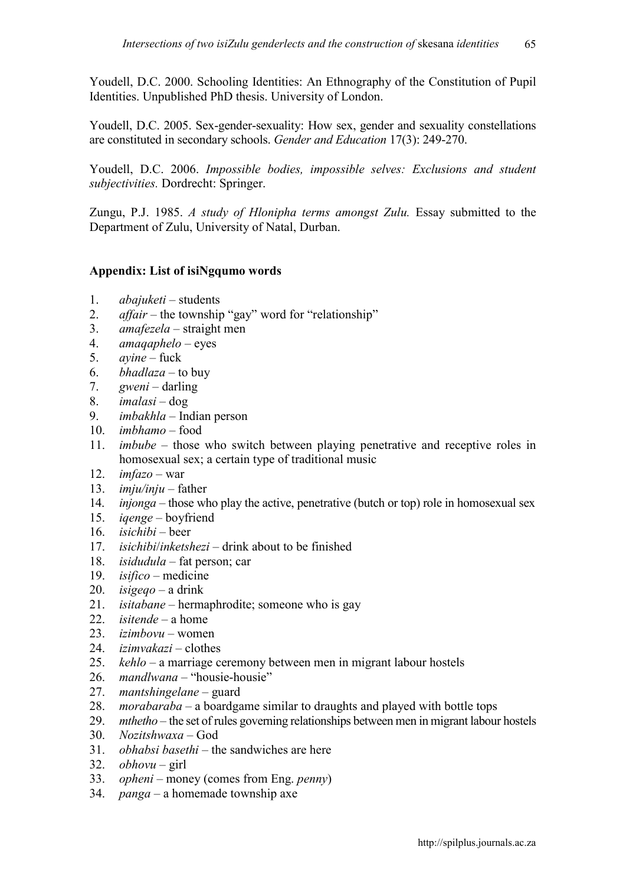Youdell, D.C. 2000. Schooling Identities: An Ethnography of the Constitution of Pupil Identities. Unpublished PhD thesis. University of London.

Youdell, D.C. 2005. Sex-gender-sexuality: How sex, gender and sexuality constellations are constituted in secondary schools. *Gender and Education* 17(3): 249-270.

Youdell, D.C. 2006. *Impossible bodies, impossible selves: Exclusions and student subjectivities.* Dordrecht: Springer.

Zungu, P.J. 1985. *A study of Hlonipha terms amongst Zulu.* Essay submitted to the Department of Zulu, University of Natal, Durban.

## Appendix: List of isiNgqumo words

1. *abajuketi* – students
2. *affair* – the township "gay" word for "relationship"
3. *amafezela* – straight men
4. *amaqaphelo* – eyes
5. *ayine* – fuck
6. *bhadlaza* – to buy
7. *gweni* – darling
8. *imalasi* – dog
9. *imbakhla* – Indian person
10. *imbhamo* – food
11. *imbube* – those who switch between playing penetrative and receptive roles in homosexual sex; a certain type of traditional music
12. *imfazo* – war
13. *imju/inju* – father
14. *injonga* – those who play the active, penetrative (butch or top) role in homosexual sex
15. *iqenge* – boyfriend
16. *isichibi* – beer
17. *isichibi*/*inketshezi* – drink about to be finished
18. *isidudula* – fat person; car
19. *isifico* – medicine
20. *isigeqo* – a drink
21. *isitabane* – hermaphrodite; someone who is gay
22. *isitende* – a home
23. *izimbovu* – women
24. *izimvakazi* – clothes
25. *kehlo* – a marriage ceremony between men in migrant labour hostels
26. *mandlwana* – "housie-housie"
27. *mantshingelane* – guard
28. *morabaraba* – a boardgame similar to draughts and played with bottle tops
29. *mthetho* – the set of rules governing relationships between men in migrant labour hostels
30. *Nozitshwaxa* – God
31. *obhabsi basethi* – the sandwiches are here
32. *obhovu* – girl
33. *opheni* – money (comes from Eng. *penny*)
34. *panga* – a homemade township axe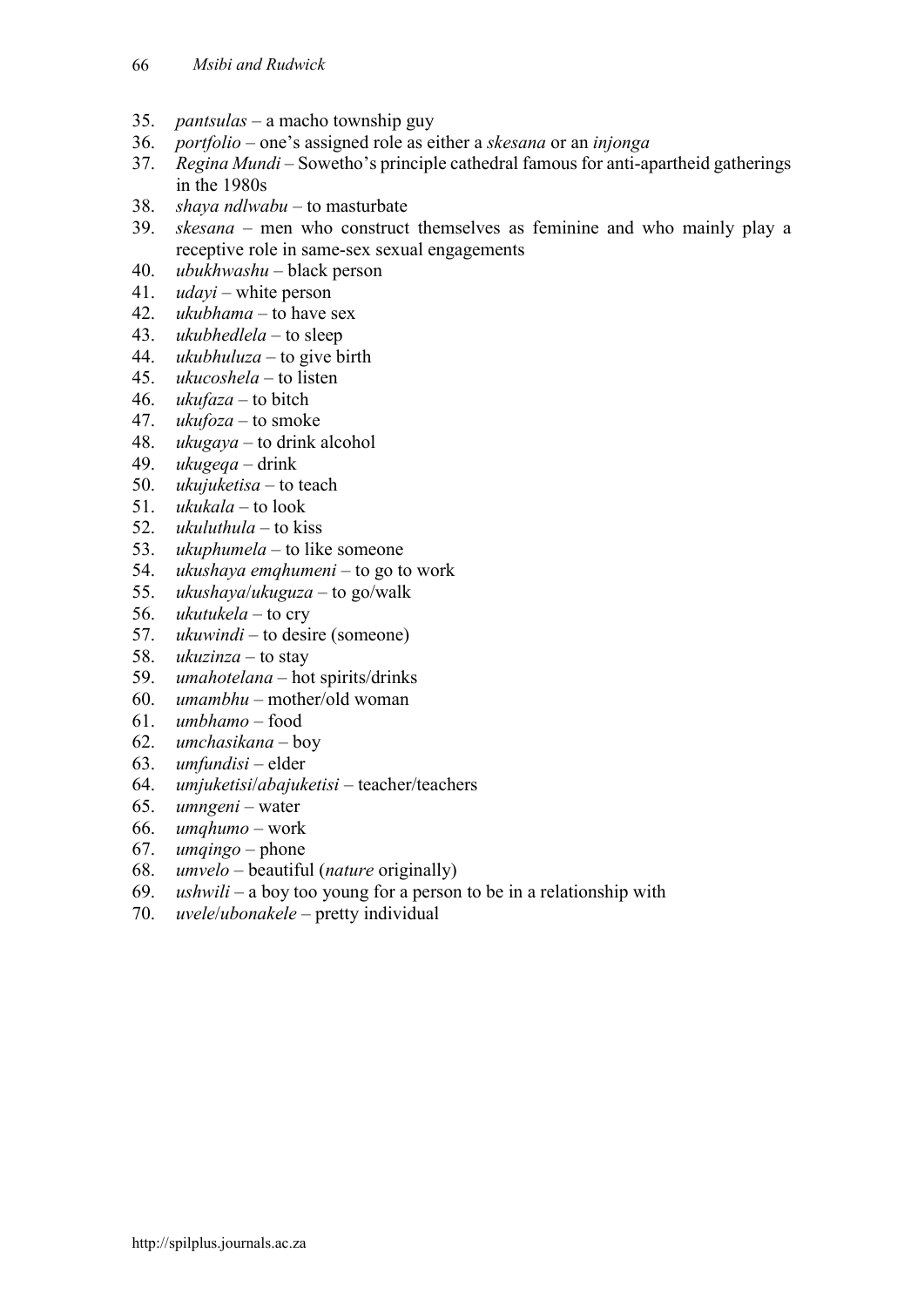35. *pantsulas* – a macho township guy
36. *portfolio* – one's assigned role as either a *skesana* or an *injonga*
37. *Regina Mundi* – Sowetho's principle cathedral famous for anti-apartheid gatherings in the 1980s
38. *shaya ndlwabu* – to masturbate
39. *skesana* – men who construct themselves as feminine and who mainly play a receptive role in same-sex sexual engagements
40. *ubukhwashu* – black person
41. *udayi* – white person
42. *ukubhama* – to have sex
43. *ukubhedlela* – to sleep
44. *ukubhuluza* – to give birth
45. *ukucoshela* – to listen
46. *ukufaza* – to bitch
47. *ukufoza* – to smoke
48. *ukugaya* – to drink alcohol
49. *ukugeqa* – drink
50. *ukujuketisa* – to teach
51. *ukukala* – to look
52. *ukuluthula* – to kiss
53. *ukuphumela* – to like someone
54. *ukushaya emqhumeni* – to go to work
55. *ukushaya*/*ukuguza* – to go/walk
56. *ukutukela* – to cry
57. *ukuwindi* – to desire (someone)
58. *ukuzinza* – to stay
59. *umahotelana* – hot spirits/drinks
60. *umambhu* – mother/old woman
61. *umbhamo* – food
62. *umchasikana* – boy
63. *umfundisi* – elder
64. *umjuketisi*/*abajuketisi* – teacher/teachers
65. *umngeni* – water
66. *umqhumo* – work
67. *umqingo* – phone
68. *umvelo* – beautiful (*nature* originally)
69. *ushwili* – a boy too young for a person to be in a relationship with
70. *uvele*/*ubonakele* – pretty individual